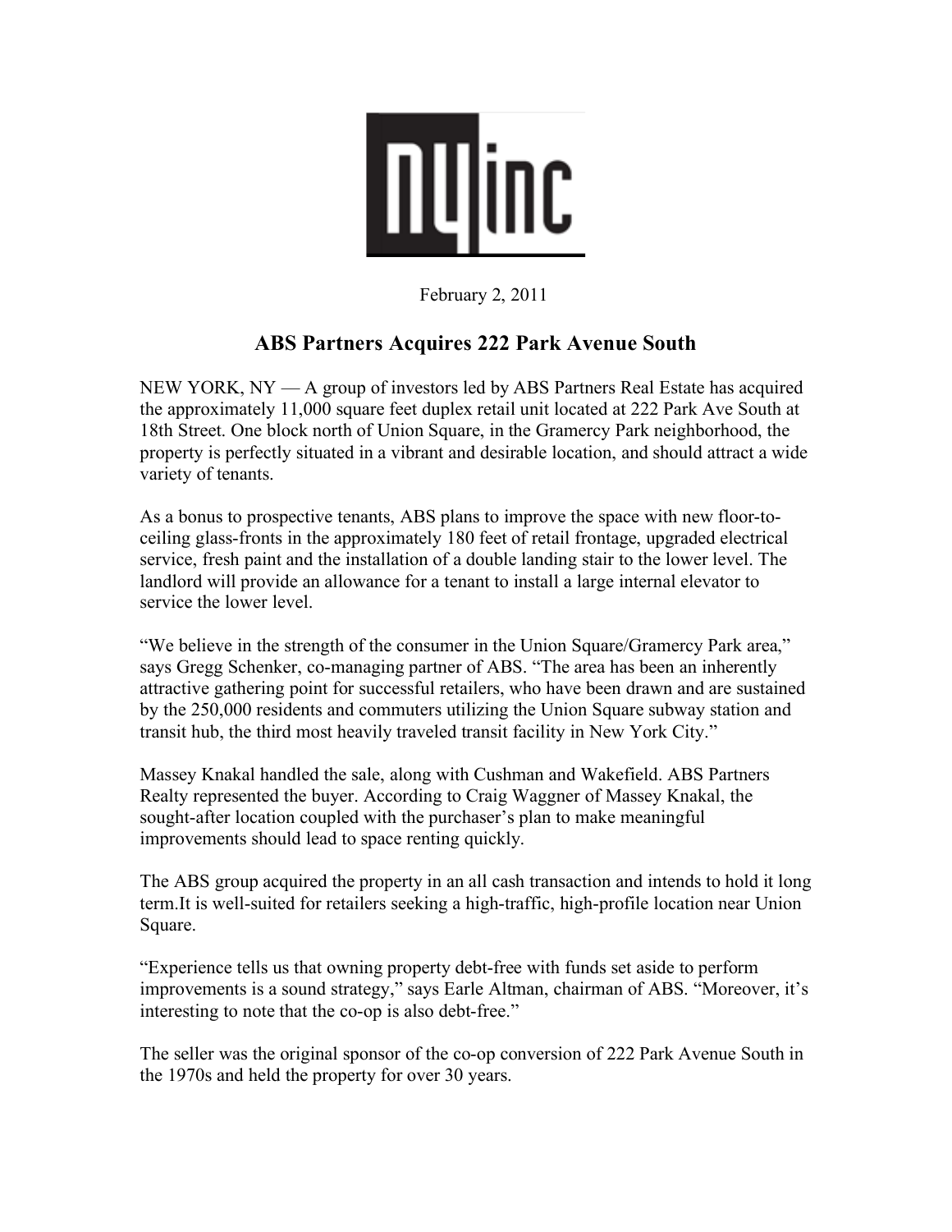NYinc

February 2, 2011

# ABS Partners Acquires 222 Park Avenue South

NEW YORK, NY — A group of investors led by ABS Partners Real Estate has acquired the approximately 11,000 square feet duplex retail unit located at 222 Park Ave South at 18th Street. One block north of Union Square, in the Gramercy Park neighborhood, the property is perfectly situated in a vibrant and desirable location, and should attract a wide variety of tenants.

As a bonus to prospective tenants, ABS plans to improve the space with new floor-to-ceiling glass-fronts in the approximately 180 feet of retail frontage, upgraded electrical service, fresh paint and the installation of a double landing stair to the lower level. The landlord will provide an allowance for a tenant to install a large internal elevator to service the lower level.

"We believe in the strength of the consumer in the Union Square/Gramercy Park area," says Gregg Schenker, co-managing partner of ABS. "The area has been an inherently attractive gathering point for successful retailers, who have been drawn and are sustained by the 250,000 residents and commuters utilizing the Union Square subway station and transit hub, the third most heavily traveled transit facility in New York City."

Massey Knakal handled the sale, along with Cushman and Wakefield. ABS Partners Realty represented the buyer. According to Craig Waggner of Massey Knakal, the sought-after location coupled with the purchaser's plan to make meaningful improvements should lead to space renting quickly.

The ABS group acquired the property in an all cash transaction and intends to hold it long term.It is well-suited for retailers seeking a high-traffic, high-profile location near Union Square.

"Experience tells us that owning property debt-free with funds set aside to perform improvements is a sound strategy," says Earle Altman, chairman of ABS. "Moreover, it's interesting to note that the co-op is also debt-free."

The seller was the original sponsor of the co-op conversion of 222 Park Avenue South in the 1970s and held the property for over 30 years.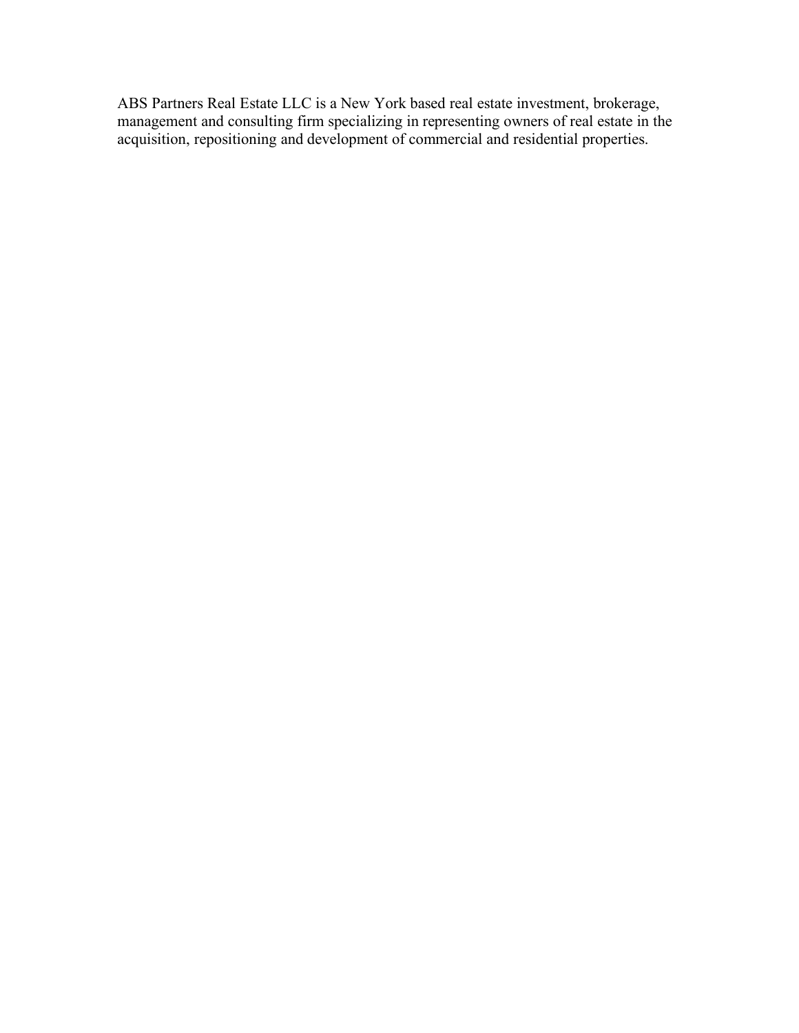ABS Partners Real Estate LLC is a New York based real estate investment, brokerage, management and consulting firm specializing in representing owners of real estate in the acquisition, repositioning and development of commercial and residential properties.